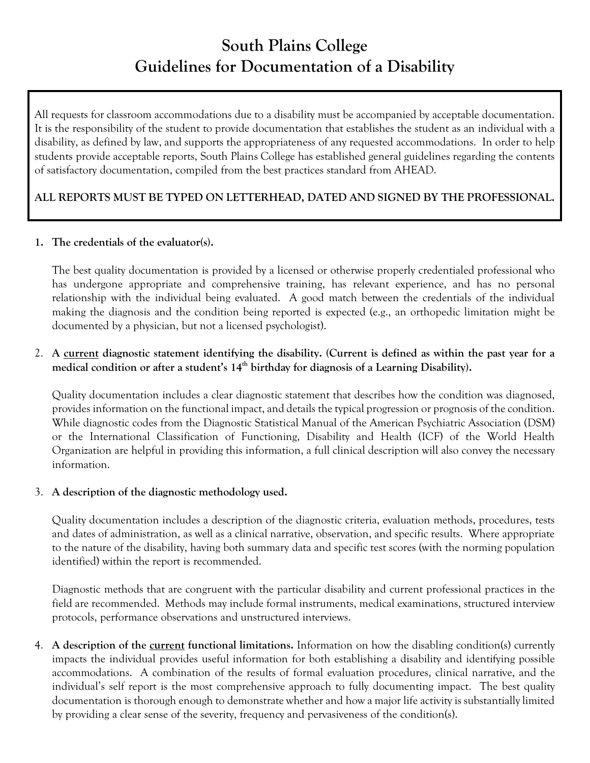# South Plains College
# Guidelines for Documentation of a Disability

All requests for classroom accommodations due to a disability must be accompanied by acceptable documentation. It is the responsibility of the student to provide documentation that establishes the student as an individual with a disability, as defined by law, and supports the appropriateness of any requested accommodations. In order to help students provide acceptable reports, South Plains College has established general guidelines regarding the contents of satisfactory documentation, compiled from the best practices standard from AHEAD.

**ALL REPORTS MUST BE TYPED ON LETTERHEAD, DATED AND SIGNED BY THE PROFESSIONAL.**

1. **The credentials of the evaluator(s).**

   The best quality documentation is provided by a licensed or otherwise properly credentialed professional who has undergone appropriate and comprehensive training, has relevant experience, and has no personal relationship with the individual being evaluated. A good match between the credentials of the individual making the diagnosis and the condition being reported is expected (e.g., an orthopedic limitation might be documented by a physician, but not a licensed psychologist).

2. **A <u>current</u> diagnostic statement identifying the disability. (Current is defined as within the past year for a medical condition or after a student's 14th birthday for diagnosis of a Learning Disability).**

   Quality documentation includes a clear diagnostic statement that describes how the condition was diagnosed, provides information on the functional impact, and details the typical progression or prognosis of the condition. While diagnostic codes from the Diagnostic Statistical Manual of the American Psychiatric Association (DSM) or the International Classification of Functioning, Disability and Health (ICF) of the World Health Organization are helpful in providing this information, a full clinical description will also convey the necessary information.

3. **A description of the diagnostic methodology used.**

   Quality documentation includes a description of the diagnostic criteria, evaluation methods, procedures, tests and dates of administration, as well as a clinical narrative, observation, and specific results. Where appropriate to the nature of the disability, having both summary data and specific test scores (with the norming population identified) within the report is recommended.

   Diagnostic methods that are congruent with the particular disability and current professional practices in the field are recommended. Methods may include formal instruments, medical examinations, structured interview protocols, performance observations and unstructured interviews.

4. **A description of the <u>current</u> functional limitations.** Information on how the disabling condition(s) currently impacts the individual provides useful information for both establishing a disability and identifying possible accommodations. A combination of the results of formal evaluation procedures, clinical narrative, and the individual's self report is the most comprehensive approach to fully documenting impact. The best quality documentation is thorough enough to demonstrate whether and how a major life activity is substantially limited by providing a clear sense of the severity, frequency and pervasiveness of the condition(s).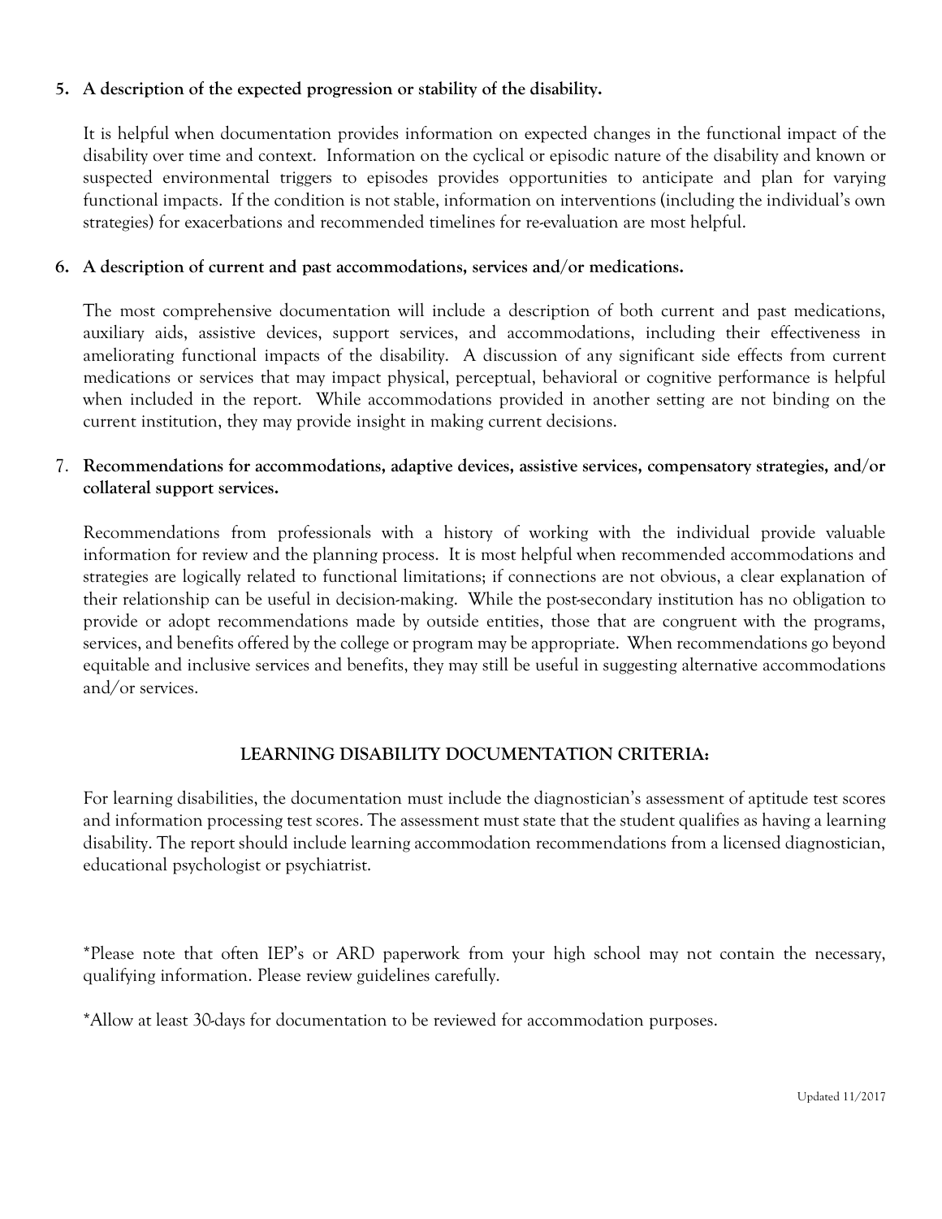5. **A description of the expected progression or stability of the disability.**

   It is helpful when documentation provides information on expected changes in the functional impact of the disability over time and context. Information on the cyclical or episodic nature of the disability and known or suspected environmental triggers to episodes provides opportunities to anticipate and plan for varying functional impacts. If the condition is not stable, information on interventions (including the individual's own strategies) for exacerbations and recommended timelines for re-evaluation are most helpful.

6. **A description of current and past accommodations, services and/or medications.**

   The most comprehensive documentation will include a description of both current and past medications, auxiliary aids, assistive devices, support services, and accommodations, including their effectiveness in ameliorating functional impacts of the disability. A discussion of any significant side effects from current medications or services that may impact physical, perceptual, behavioral or cognitive performance is helpful when included in the report. While accommodations provided in another setting are not binding on the current institution, they may provide insight in making current decisions.

7. **Recommendations for accommodations, adaptive devices, assistive services, compensatory strategies, and/or collateral support services.**

   Recommendations from professionals with a history of working with the individual provide valuable information for review and the planning process. It is most helpful when recommended accommodations and strategies are logically related to functional limitations; if connections are not obvious, a clear explanation of their relationship can be useful in decision-making. While the post-secondary institution has no obligation to provide or adopt recommendations made by outside entities, those that are congruent with the programs, services, and benefits offered by the college or program may be appropriate. When recommendations go beyond equitable and inclusive services and benefits, they may still be useful in suggesting alternative accommodations and/or services.

## LEARNING DISABILITY DOCUMENTATION CRITERIA:

For learning disabilities, the documentation must include the diagnostician's assessment of aptitude test scores and information processing test scores. The assessment must state that the student qualifies as having a learning disability. The report should include learning accommodation recommendations from a licensed diagnostician, educational psychologist or psychiatrist.

*Please note that often IEP's or ARD paperwork from your high school may not contain the necessary, qualifying information. Please review guidelines carefully.

*Allow at least 30-days for documentation to be reviewed for accommodation purposes.

Updated 11/2017